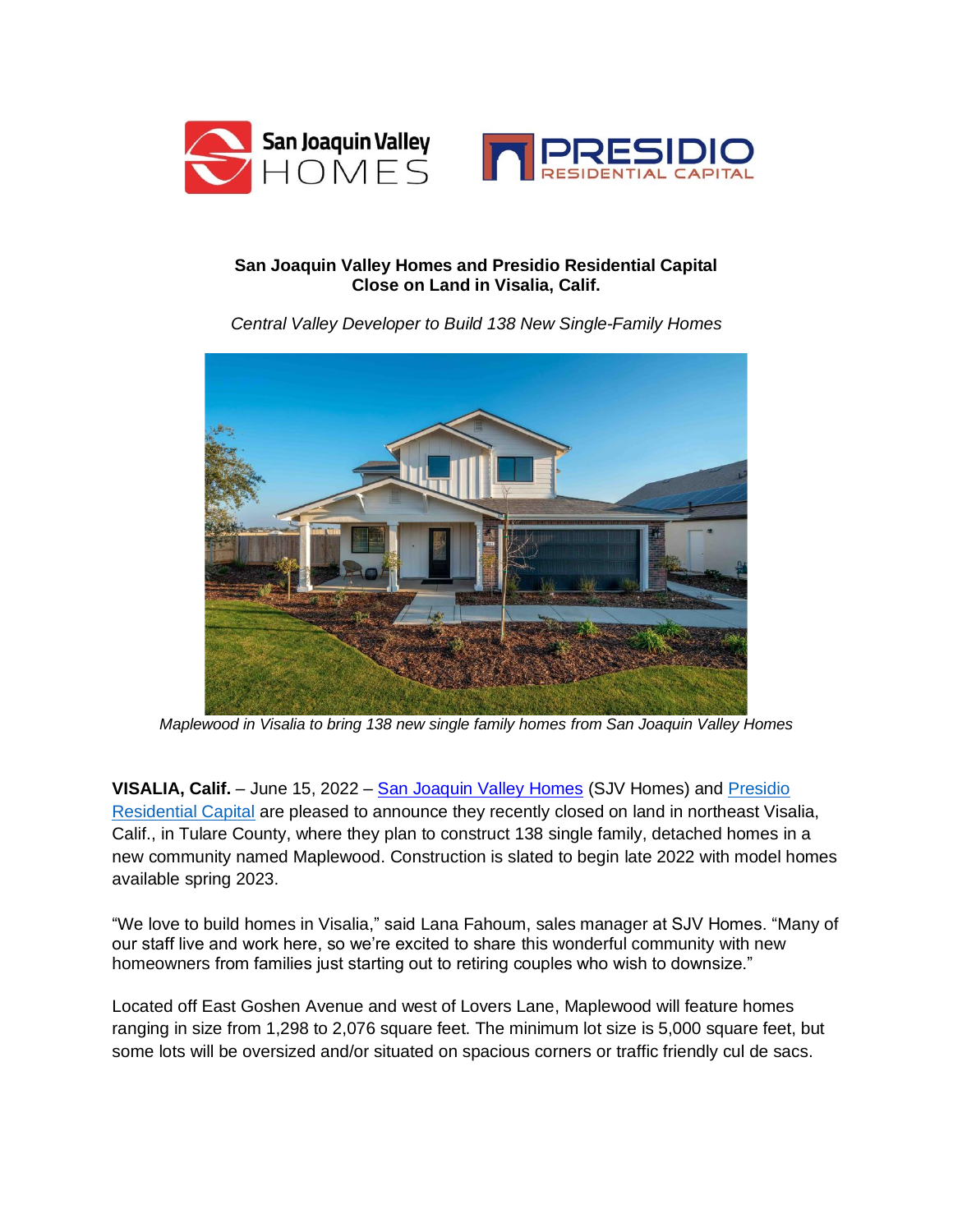**San Joaquin Valley Homes and Presidio Residential Capital Close on Land in Visalia, Calif.**

*Central Valley Developer to Build 138 New Single-Family Homes*

*Maplewood in Visalia to bring 138 new single family homes from San Joaquin Valley Homes*

**VISALIA, Calif.** – June 15, 2022 – San Joaquin Valley Homes (SJV Homes) and Presidio Residential Capital are pleased to announce they recently closed on land in northeast Visalia, Calif., in Tulare County, where they plan to construct 138 single family, detached homes in a new community named Maplewood. Construction is slated to begin late 2022 with model homes available spring 2023.

"We love to build homes in Visalia," said Lana Fahoum, sales manager at SJV Homes. "Many of our staff live and work here, so we're excited to share this wonderful community with new homeowners from families just starting out to retiring couples who wish to downsize."

Located off East Goshen Avenue and west of Lovers Lane, Maplewood will feature homes ranging in size from 1,298 to 2,076 square feet. The minimum lot size is 5,000 square feet, but some lots will be oversized and/or situated on spacious corners or traffic friendly cul de sacs.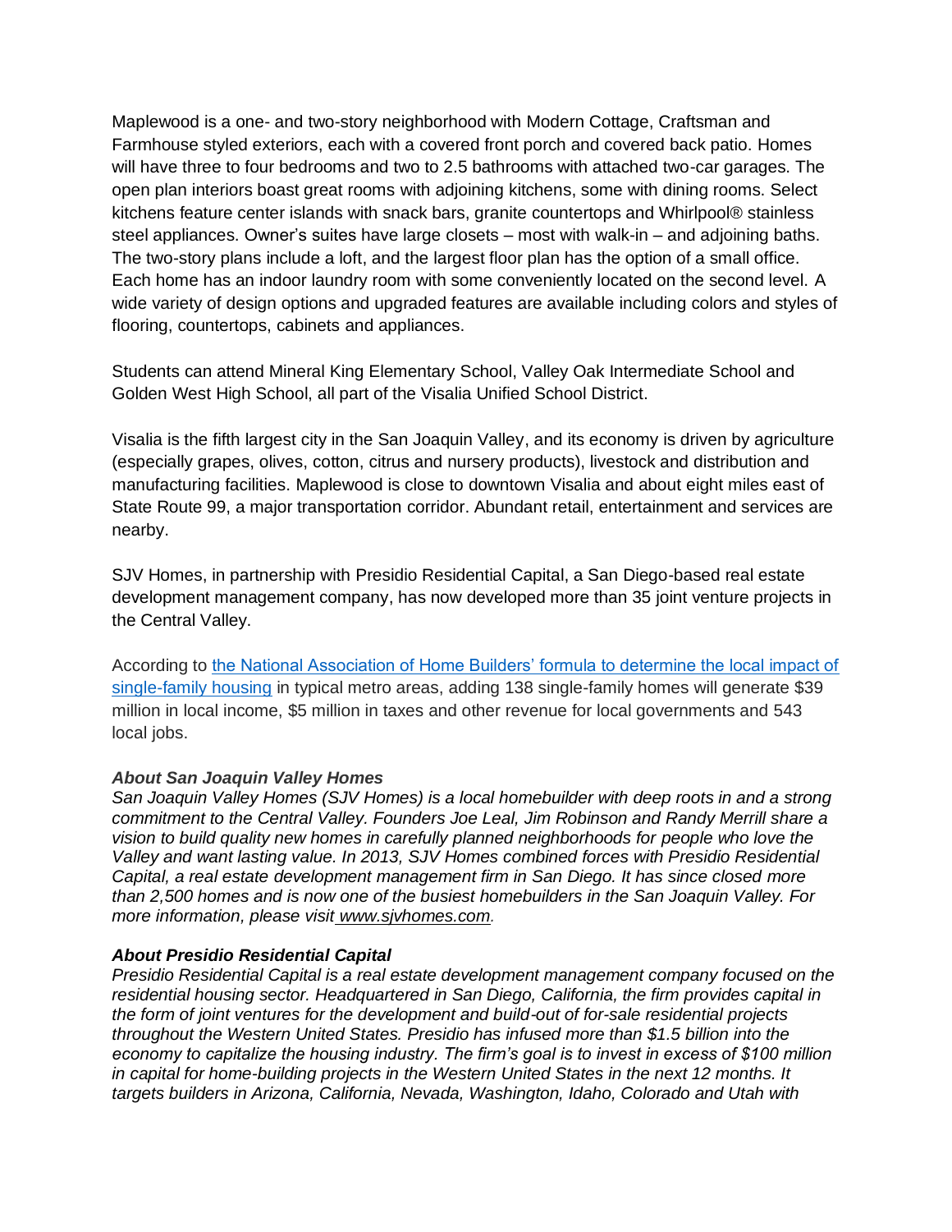Maplewood is a one- and two-story neighborhood with Modern Cottage, Craftsman and Farmhouse styled exteriors, each with a covered front porch and covered back patio. Homes will have three to four bedrooms and two to 2.5 bathrooms with attached two-car garages. The open plan interiors boast great rooms with adjoining kitchens, some with dining rooms. Select kitchens feature center islands with snack bars, granite countertops and Whirlpool® stainless steel appliances. Owner's suites have large closets – most with walk-in – and adjoining baths. The two-story plans include a loft, and the largest floor plan has the option of a small office. Each home has an indoor laundry room with some conveniently located on the second level. A wide variety of design options and upgraded features are available including colors and styles of flooring, countertops, cabinets and appliances.

Students can attend Mineral King Elementary School, Valley Oak Intermediate School and Golden West High School, all part of the Visalia Unified School District.

Visalia is the fifth largest city in the San Joaquin Valley, and its economy is driven by agriculture (especially grapes, olives, cotton, citrus and nursery products), livestock and distribution and manufacturing facilities. Maplewood is close to downtown Visalia and about eight miles east of State Route 99, a major transportation corridor. Abundant retail, entertainment and services are nearby.

SJV Homes, in partnership with Presidio Residential Capital, a San Diego-based real estate development management company, has now developed more than 35 joint venture projects in the Central Valley.

According to the National Association of Home Builders' formula to determine the local impact of single-family housing in typical metro areas, adding 138 single-family homes will generate $39 million in local income, $5 million in taxes and other revenue for local governments and 543 local jobs.

***About San Joaquin Valley Homes***
*San Joaquin Valley Homes (SJV Homes) is a local homebuilder with deep roots in and a strong commitment to the Central Valley. Founders Joe Leal, Jim Robinson and Randy Merrill share a vision to build quality new homes in carefully planned neighborhoods for people who love the Valley and want lasting value. In 2013, SJV Homes combined forces with Presidio Residential Capital, a real estate development management firm in San Diego. It has since closed more than 2,500 homes and is now one of the busiest homebuilders in the San Joaquin Valley. For more information, please visit www.sjvhomes.com.*

***About Presidio Residential Capital***
*Presidio Residential Capital is a real estate development management company focused on the residential housing sector. Headquartered in San Diego, California, the firm provides capital in the form of joint ventures for the development and build-out of for-sale residential projects throughout the Western United States. Presidio has infused more than $1.5 billion into the economy to capitalize the housing industry. The firm's goal is to invest in excess of $100 million in capital for home-building projects in the Western United States in the next 12 months. It targets builders in Arizona, California, Nevada, Washington, Idaho, Colorado and Utah with*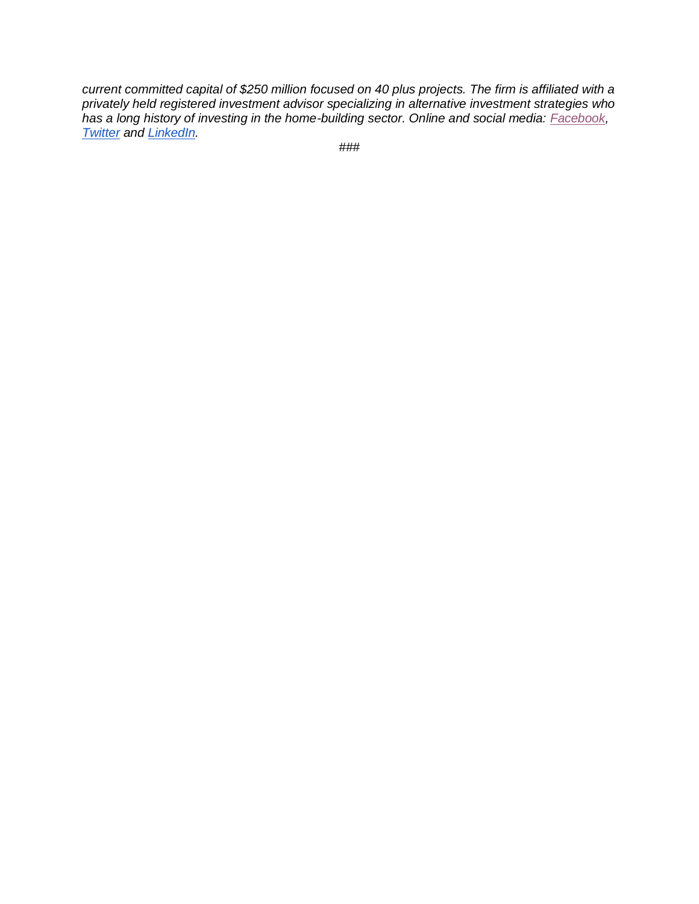*current committed capital of $250 million focused on 40 plus projects. The firm is affiliated with a privately held registered investment advisor specializing in alternative investment strategies who has a long history of investing in the home-building sector. Online and social media: Facebook, Twitter and LinkedIn.*

###